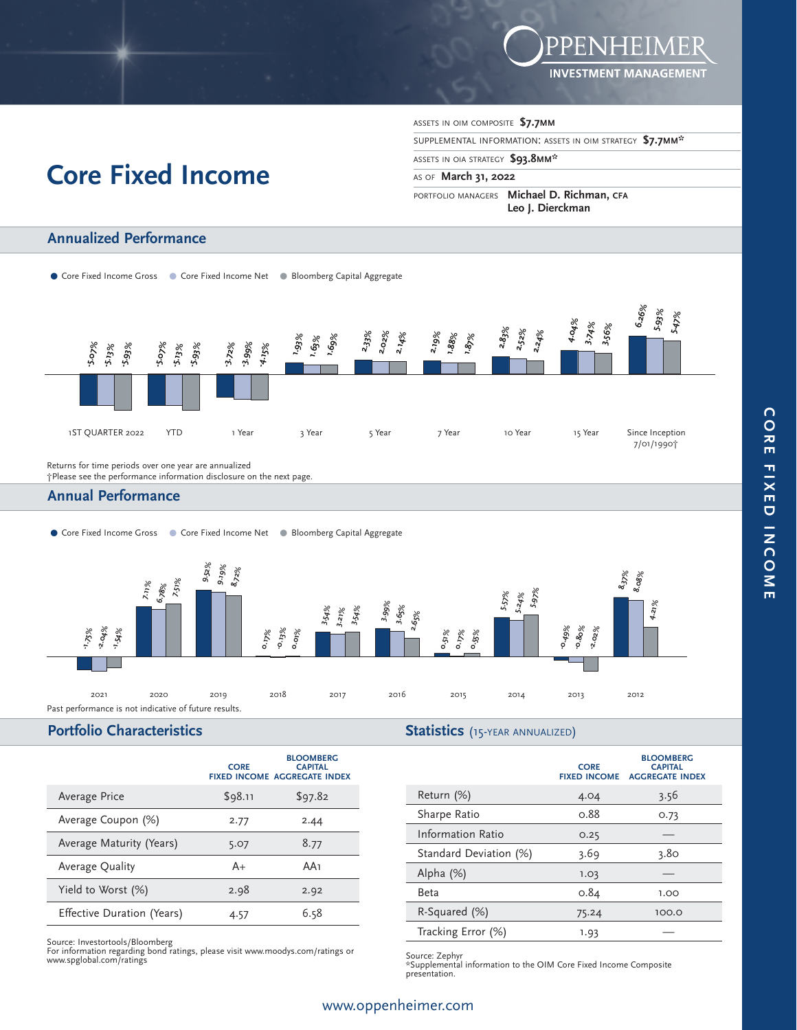# Core Fixed Income

OPPENHEIMER INVESTMENT MANAGEMENT

| | |
|---|---|
| ASSETS IN OIM COMPOSITE | $7.7MM |
| SUPPLEMENTAL INFORMATION: ASSETS IN OIM STRATEGY | $7.7MM* |
| ASSETS IN OIA STRATEGY | $93.8MM* |
| AS OF | March 31, 2022 |
| PORTFOLIO MANAGERS | Michael D. Richman, CFA<br>Leo J. Dierckman |

## Annualized Performance

| Period | Core Fixed Income Gross | Core Fixed Income Net | Bloomberg Capital Aggregate |
|---|---|---|---|
| 1ST QUARTER 2022 | -5.07% | -5.13% | -5.93% |
| YTD | -5.07% | -5.13% | -5.93% |
| 1 Year | -3.72% | -3.99% | -4.15% |
| 3 Year | 1.93% | 1.63% | 1.69% |
| 5 Year | 2.33% | 2.02% | 2.14% |
| 7 Year | 2.19% | 1.88% | 1.87% |
| 10 Year | 2.83% | 2.52% | 2.24% |
| 15 Year | 4.04% | 3.74% | 3.56% |
| Since Inception 7/01/1990† | 6.26% | 5.93% | 5.47% |

Returns for time periods over one year are annualized
†Please see the performance information disclosure on the next page.

## Annual Performance

| Year | Core Fixed Income Gross | Core Fixed Income Net | Bloomberg Capital Aggregate |
|---|---|---|---|
| 2021 | -1.75% | -2.04% | -1.54% |
| 2020 | 7.11% | 6.78% | 7.51% |
| 2019 | 9.52% | 9.19% | 8.72% |
| 2018 | 0.17% | -0.13% | 0.01% |
| 2017 | 3.54% | 3.21% | 3.54% |
| 2016 | 3.99% | 3.65% | 2.65% |
| 2015 | 0.51% | 0.17% | 0.55% |
| 2014 | 5.57% | 5.24% | 5.97% |
| 2013 | -0.49% | -0.80% | -2.02% |
| 2012 | 8.37% | 8.08% | 4.21% |

Past performance is not indicative of future results.

## Portfolio Characteristics

| | CORE FIXED INCOME | BLOOMBERG CAPITAL AGGREGATE INDEX |
|---|---|---|
| Average Price | $98.11 | $97.82 |
| Average Coupon (%) | 2.77 | 2.44 |
| Average Maturity (Years) | 5.07 | 8.77 |
| Average Quality | A+ | AA1 |
| Yield to Worst (%) | 2.98 | 2.92 |
| Effective Duration (Years) | 4.57 | 6.58 |

Source: Investortools/Bloomberg
For information regarding bond ratings, please visit www.moodys.com/ratings or www.spglobal.com/ratings

## Statistics (15-YEAR ANNUALIZED)

| | CORE FIXED INCOME | BLOOMBERG CAPITAL AGGREGATE INDEX |
|---|---|---|
| Return (%) | 4.04 | 3.56 |
| Sharpe Ratio | 0.88 | 0.73 |
| Information Ratio | 0.25 | — |
| Standard Deviation (%) | 3.69 | 3.80 |
| Alpha (%) | 1.03 | — |
| Beta | 0.84 | 1.00 |
| R-Squared (%) | 75.24 | 100.0 |
| Tracking Error (%) | 1.93 | — |

Source: Zephyr
*Supplemental information to the OIM Core Fixed Income Composite presentation.

www.oppenheimer.com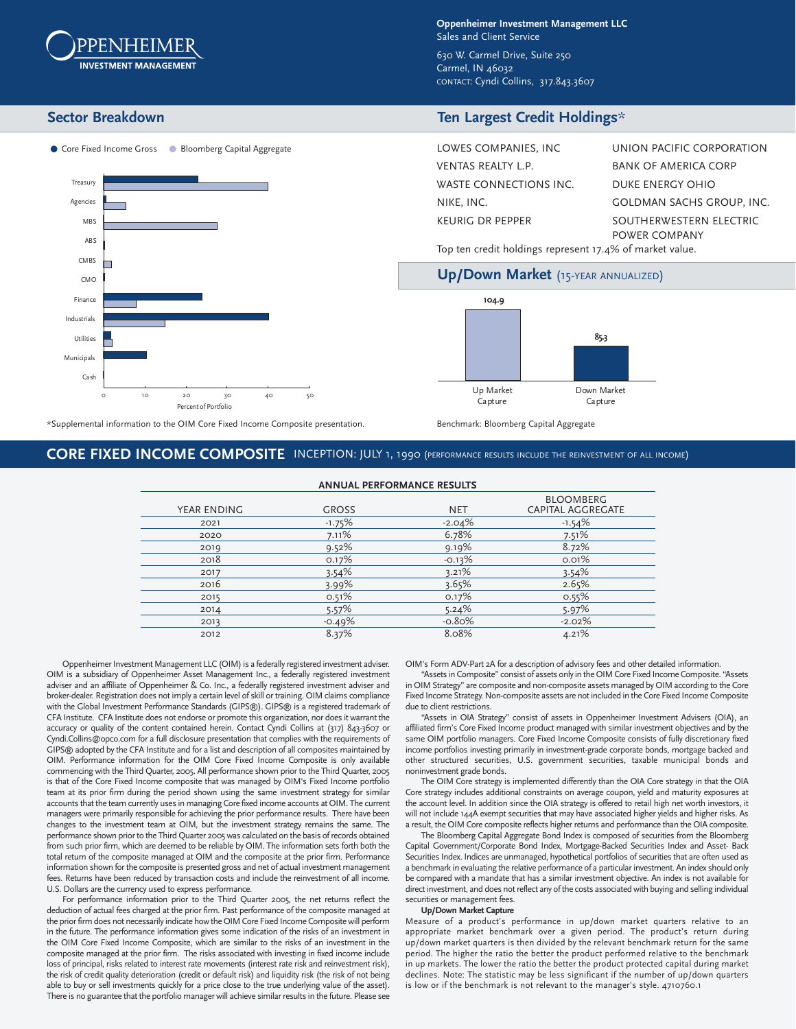**Oppenheimer Investment Management LLC**
Sales and Client Service

630 W. Carmel Drive, Suite 250
Carmel, IN 46032
CONTACT: Cyndi Collins, 317.843.3607

## Sector Breakdown

Core Fixed Income Gross
Bloomberg Capital Aggregate

Treasury
Agencies
MBS
ABS
CMBS
CMO
Finance
Industrials
Utilities
Municipals
Cash

0 10 20 30 40 50
Percent of Portfolio

*Supplemental information to the OIM Core Fixed Income Composite presentation.

## Ten Largest Credit Holdings*

| | |
|---|---|
| LOWES COMPANIES, INC | UNION PACIFIC CORPORATION |
| VENTAS REALTY L.P. | BANK OF AMERICA CORP |
| WASTE CONNECTIONS INC. | DUKE ENERGY OHIO |
| NIKE, INC. | GOLDMAN SACHS GROUP, INC. |
| KEURIG DR PEPPER | SOUTHERWESTERN ELECTRIC POWER COMPANY |

Top ten credit holdings represent 17.4% of market value.

## Up/Down Market (15-YEAR ANNUALIZED)

104.9
85.3
Up Market Capture
Down Market Capture

Benchmark: Bloomberg Capital Aggregate

## CORE FIXED INCOME COMPOSITE INCEPTION: JULY 1, 1990 (PERFORMANCE RESULTS INCLUDE THE REINVESTMENT OF ALL INCOME)

**ANNUAL PERFORMANCE RESULTS**

| YEAR ENDING | GROSS | NET | BLOOMBERG CAPITAL AGGREGATE |
|---|---|---|---|
| 2021 | -1.75% | -2.04% | -1.54% |
| 2020 | 7.11% | 6.78% | 7.51% |
| 2019 | 9.52% | 9.19% | 8.72% |
| 2018 | 0.17% | -0.13% | 0.01% |
| 2017 | 3.54% | 3.21% | 3.54% |
| 2016 | 3.99% | 3.65% | 2.65% |
| 2015 | 0.51% | 0.17% | 0.55% |
| 2014 | 5.57% | 5.24% | 5.97% |
| 2013 | -0.49% | -0.80% | -2.02% |
| 2012 | 8.37% | 8.08% | 4.21% |

Oppenheimer Investment Management LLC (OIM) is a federally registered investment adviser. OIM is a subsidiary of Oppenheimer Asset Management Inc., a federally registered investment adviser and an affiliate of Oppenheimer & Co. Inc., a federally registered investment adviser and broker-dealer. Registration does not imply a certain level of skill or training. OIM claims compliance with the Global Investment Performance Standards (GIPS®). GIPS® is a registered trademark of CFA Institute. CFA Institute does not endorse or promote this organization, nor does it warrant the accuracy or quality of the content contained herein. Contact Cyndi Collins at (317) 843-3607 or Cyndi.Collins@opco.com for a full disclosure presentation that complies with the requirements of GIPS® adopted by the CFA Institute and for a list and description of all composites maintained by OIM. Performance information for the OIM Core Fixed Income Composite is only available commencing with the Third Quarter, 2005. All performance shown prior to the Third Quarter, 2005 is that of the Core Fixed Income composite that was managed by OIM's Fixed Income portfolio team at its prior firm during the period shown using the same investment strategy for similar accounts that the team currently uses in managing Core fixed income accounts at OIM. The current managers were primarily responsible for achieving the prior performance results. There have been changes to the investment team at OIM, but the investment strategy remains the same. The performance shown prior to the Third Quarter 2005 was calculated on the basis of records obtained from such prior firm, which are deemed to be reliable by OIM. The information sets forth both the total return of the composite managed at OIM and the composite at the prior firm. Performance information shown for the composite is presented gross and net of actual investment management fees. Returns have been reduced by transaction costs and include the reinvestment of all income. U.S. Dollars are the currency used to express performance.

For performance information prior to the Third Quarter 2005, the net returns reflect the deduction of actual fees charged at the prior firm. Past performance of the composite managed at the prior firm does not necessarily indicate how the OIM Core Fixed Income Composite will perform in the future. The performance information gives some indication of the risks of an investment in the OIM Core Fixed Income Composite, which are similar to the risks of an investment in the composite managed at the prior firm. The risks associated with investing in fixed income include loss of principal, risks related to interest rate movements (interest rate risk and reinvestment risk), the risk of credit quality deterioration (credit or default risk) and liquidity risk (the risk of not being able to buy or sell investments quickly for a price close to the true underlying value of the asset). There is no guarantee that the portfolio manager will achieve similar results in the future. Please see OIM's Form ADV-Part 2A for a description of advisory fees and other detailed information.

"Assets in Composite" consist of assets only in the OIM Core Fixed Income Composite. "Assets in OIM Strategy" are composite and non-composite assets managed by OIM according to the Core Fixed Income Strategy. Non-composite assets are not included in the Core Fixed Income Composite due to client restrictions.

"Assets in OIA Strategy" consist of assets in Oppenheimer Investment Advisers (OIA), an affiliated firm's Core Fixed Income product managed with similar investment objectives and by the same OIM portfolio managers. Core Fixed Income Composite consists of fully discretionary fixed income portfolios investing primarily in investment-grade corporate bonds, mortgage backed and other structured securities, U.S. government securities, taxable municipal bonds and noninvestment grade bonds.

The OIM Core strategy is implemented differently than the OIA Core strategy in that the OIA Core strategy includes additional constraints on average coupon, yield and maturity exposures at the account level. In addition since the OIA strategy is offered to retail high net worth investors, it will not include 144A exempt securities that may have associated higher yields and higher risks. As a result, the OIM Core composite reflects higher returns and performance than the OIA composite.

The Bloomberg Capital Aggregate Bond Index is composed of securities from the Bloomberg Capital Government/Corporate Bond Index, Mortgage-Backed Securities Index and Asset- Back Securities Index. Indices are unmanaged, hypothetical portfolios of securities that are often used as a benchmark in evaluating the relative performance of a particular investment. An index should only be compared with a mandate that has a similar investment objective. An index is not available for direct investment, and does not reflect any of the costs associated with buying and selling individual securities or management fees.

**Up/Down Market Capture**

Measure of a product's performance in up/down market quarters relative to an appropriate market benchmark over a given period. The product's return during up/down market quarters is then divided by the relevant benchmark return for the same period. The higher the ratio the better the product performed relative to the benchmark in up markets. The lower the ratio the better the product protected capital during market declines. Note: The statistic may be less significant if the number of up/down quarters is low or if the benchmark is not relevant to the manager's style. 4710760.1